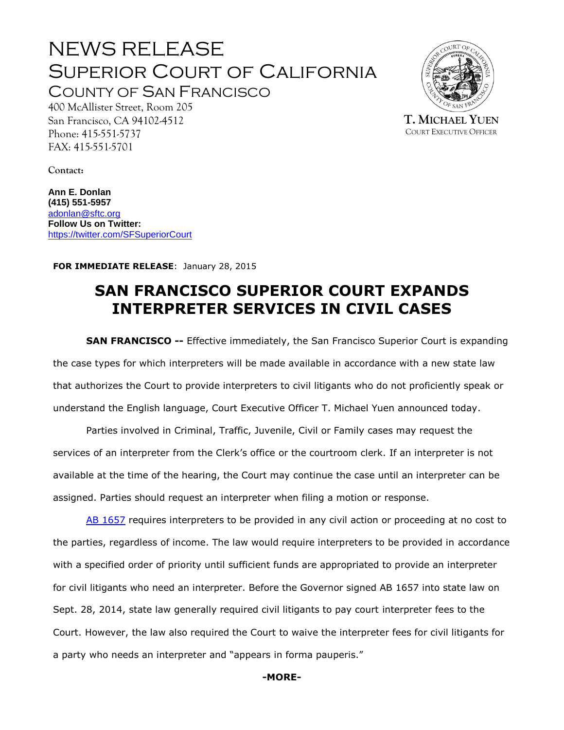# NEWS RELEASE
## SUPERIOR COURT OF CALIFORNIA
### COUNTY OF SAN FRANCISCO

400 McAllister Street, Room 205
San Francisco, CA 94102-4512
Phone: 415-551-5737
FAX: 415-551-5701

**T. MICHAEL YUEN**
COURT EXECUTIVE OFFICER

**Contact:**

**Ann E. Donlan**
**(415) 551-5957**
adonlan@sftc.org
**Follow Us on Twitter:**
https://twitter.com/SFSuperiorCourt

**FOR IMMEDIATE RELEASE**: January 28, 2015

# SAN FRANCISCO SUPERIOR COURT EXPANDS INTERPRETER SERVICES IN CIVIL CASES

**SAN FRANCISCO --** Effective immediately, the San Francisco Superior Court is expanding the case types for which interpreters will be made available in accordance with a new state law that authorizes the Court to provide interpreters to civil litigants who do not proficiently speak or understand the English language, Court Executive Officer T. Michael Yuen announced today.

Parties involved in Criminal, Traffic, Juvenile, Civil or Family cases may request the services of an interpreter from the Clerk's office or the courtroom clerk. If an interpreter is not available at the time of the hearing, the Court may continue the case until an interpreter can be assigned. Parties should request an interpreter when filing a motion or response.

AB 1657 requires interpreters to be provided in any civil action or proceeding at no cost to the parties, regardless of income. The law would require interpreters to be provided in accordance with a specified order of priority until sufficient funds are appropriated to provide an interpreter for civil litigants who need an interpreter. Before the Governor signed AB 1657 into state law on Sept. 28, 2014, state law generally required civil litigants to pay court interpreter fees to the Court. However, the law also required the Court to waive the interpreter fees for civil litigants for a party who needs an interpreter and "appears in forma pauperis."

**-MORE-**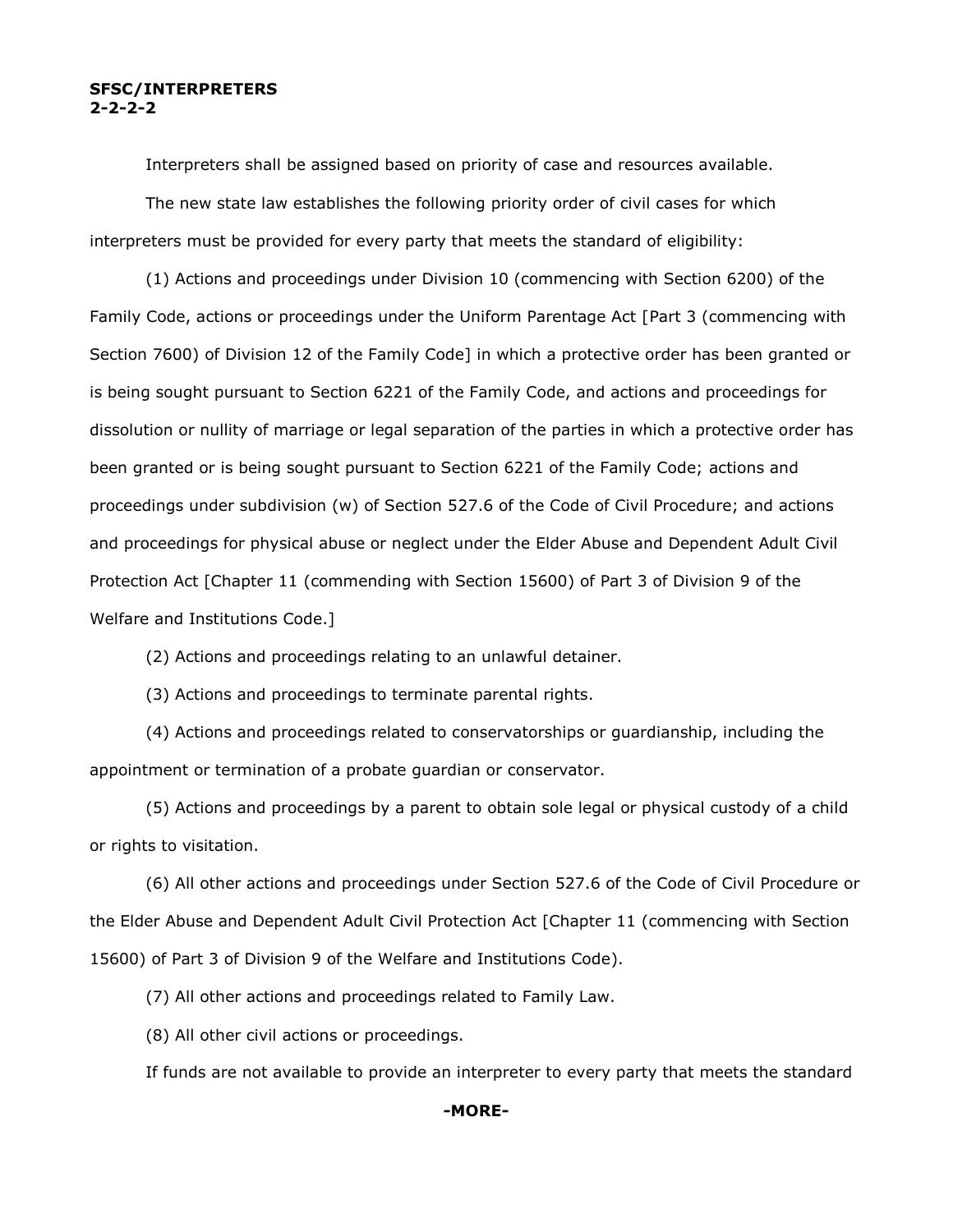**SFSC/INTERPRETERS**
**2-2-2-2**

Interpreters shall be assigned based on priority of case and resources available.

The new state law establishes the following priority order of civil cases for which interpreters must be provided for every party that meets the standard of eligibility:

(1) Actions and proceedings under Division 10 (commencing with Section 6200) of the Family Code, actions or proceedings under the Uniform Parentage Act [Part 3 (commencing with Section 7600) of Division 12 of the Family Code] in which a protective order has been granted or is being sought pursuant to Section 6221 of the Family Code, and actions and proceedings for dissolution or nullity of marriage or legal separation of the parties in which a protective order has been granted or is being sought pursuant to Section 6221 of the Family Code; actions and proceedings under subdivision (w) of Section 527.6 of the Code of Civil Procedure; and actions and proceedings for physical abuse or neglect under the Elder Abuse and Dependent Adult Civil Protection Act [Chapter 11 (commending with Section 15600) of Part 3 of Division 9 of the Welfare and Institutions Code.]

(2) Actions and proceedings relating to an unlawful detainer.

(3) Actions and proceedings to terminate parental rights.

(4) Actions and proceedings related to conservatorships or guardianship, including the appointment or termination of a probate guardian or conservator.

(5) Actions and proceedings by a parent to obtain sole legal or physical custody of a child or rights to visitation.

(6) All other actions and proceedings under Section 527.6 of the Code of Civil Procedure or the Elder Abuse and Dependent Adult Civil Protection Act [Chapter 11 (commencing with Section 15600) of Part 3 of Division 9 of the Welfare and Institutions Code).

(7) All other actions and proceedings related to Family Law.

(8) All other civil actions or proceedings.

If funds are not available to provide an interpreter to every party that meets the standard

**-MORE-**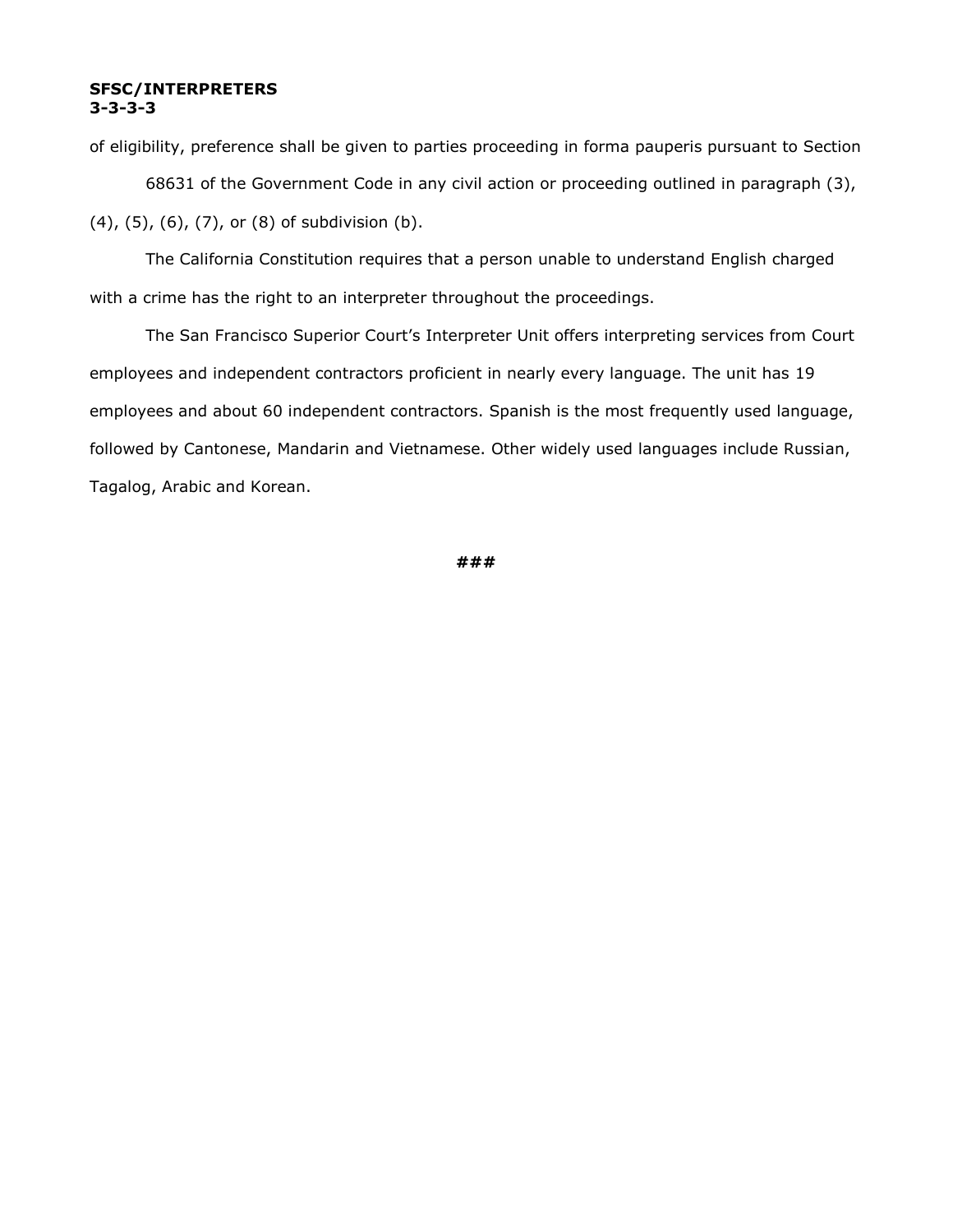of eligibility, preference shall be given to parties proceeding in forma pauperis pursuant to Section 68631 of the Government Code in any civil action or proceeding outlined in paragraph (3), (4), (5), (6), (7), or (8) of subdivision (b).

The California Constitution requires that a person unable to understand English charged with a crime has the right to an interpreter throughout the proceedings.

The San Francisco Superior Court's Interpreter Unit offers interpreting services from Court employees and independent contractors proficient in nearly every language. The unit has 19 employees and about 60 independent contractors. Spanish is the most frequently used language, followed by Cantonese, Mandarin and Vietnamese. Other widely used languages include Russian, Tagalog, Arabic and Korean.

###